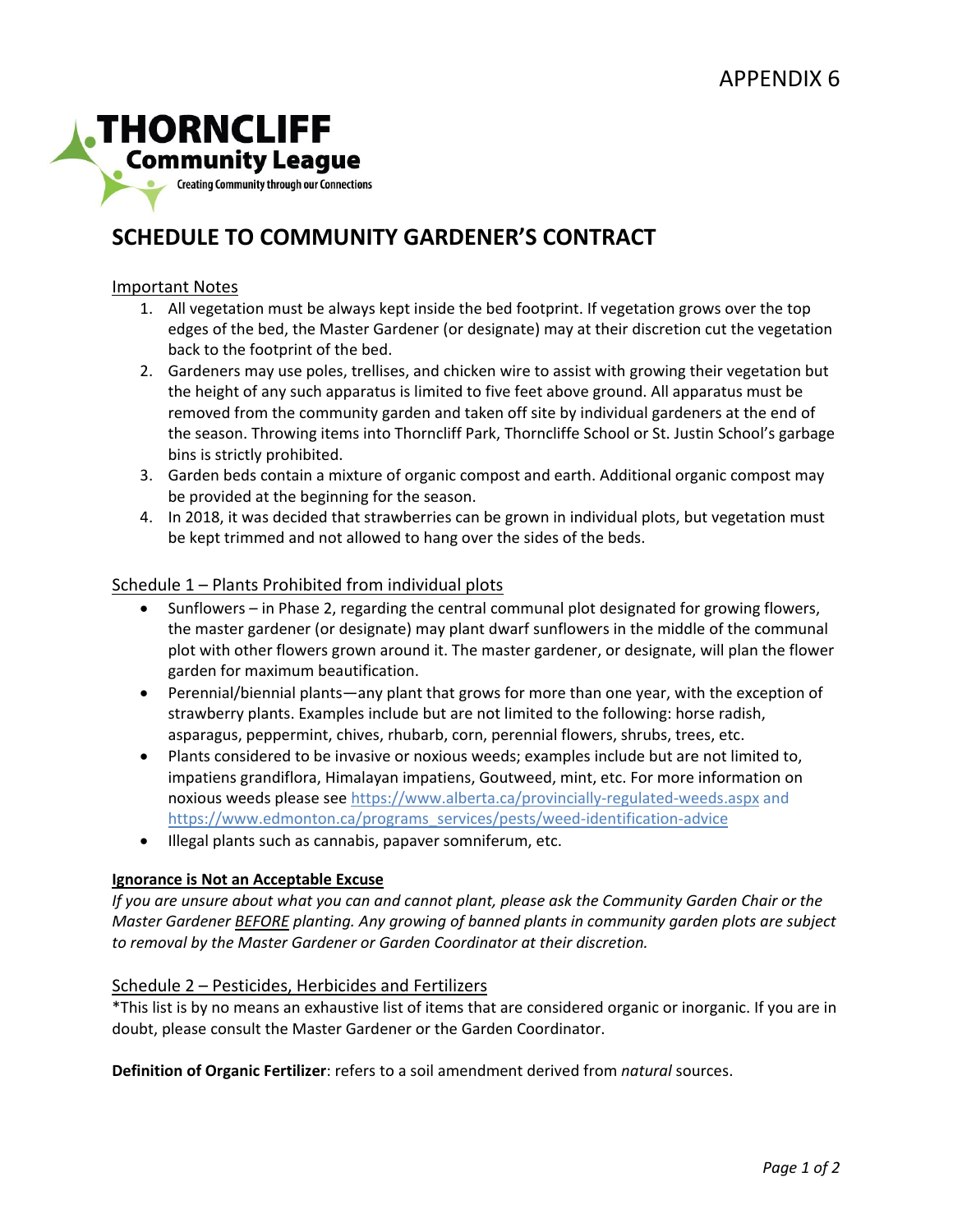APPENDIX 6

**THORNCLIFF Community League**

Creating Community through our Connections

# SCHEDULE TO COMMUNITY GARDENER'S CONTRACT

## Important Notes

1. All vegetation must be always kept inside the bed footprint. If vegetation grows over the top edges of the bed, the Master Gardener (or designate) may at their discretion cut the vegetation back to the footprint of the bed.
2. Gardeners may use poles, trellises, and chicken wire to assist with growing their vegetation but the height of any such apparatus is limited to five feet above ground. All apparatus must be removed from the community garden and taken off site by individual gardeners at the end of the season. Throwing items into Thorncliff Park, Thorncliffe School or St. Justin School's garbage bins is strictly prohibited.
3. Garden beds contain a mixture of organic compost and earth. Additional organic compost may be provided at the beginning for the season.
4. In 2018, it was decided that strawberries can be grown in individual plots, but vegetation must be kept trimmed and not allowed to hang over the sides of the beds.

## Schedule 1 – Plants Prohibited from individual plots

- Sunflowers – in Phase 2, regarding the central communal plot designated for growing flowers, the master gardener (or designate) may plant dwarf sunflowers in the middle of the communal plot with other flowers grown around it. The master gardener, or designate, will plan the flower garden for maximum beautification.
- Perennial/biennial plants—any plant that grows for more than one year, with the exception of strawberry plants. Examples include but are not limited to the following: horse radish, asparagus, peppermint, chives, rhubarb, corn, perennial flowers, shrubs, trees, etc.
- Plants considered to be invasive or noxious weeds; examples include but are not limited to, impatiens grandiflora, Himalayan impatiens, Goutweed, mint, etc. For more information on noxious weeds please see https://www.alberta.ca/provincially-regulated-weeds.aspx and https://www.edmonton.ca/programs_services/pests/weed-identification-advice
- Illegal plants such as cannabis, papaver somniferum, etc.

**Ignorance is Not an Acceptable Excuse**

*If you are unsure about what you can and cannot plant, please ask the Community Garden Chair or the Master Gardener BEFORE planting. Any growing of banned plants in community garden plots are subject to removal by the Master Gardener or Garden Coordinator at their discretion.*

## Schedule 2 – Pesticides, Herbicides and Fertilizers

*This list is by no means an exhaustive list of items that are considered organic or inorganic. If you are in doubt, please consult the Master Gardener or the Garden Coordinator.

**Definition of Organic Fertilizer**: refers to a soil amendment derived from *natural* sources.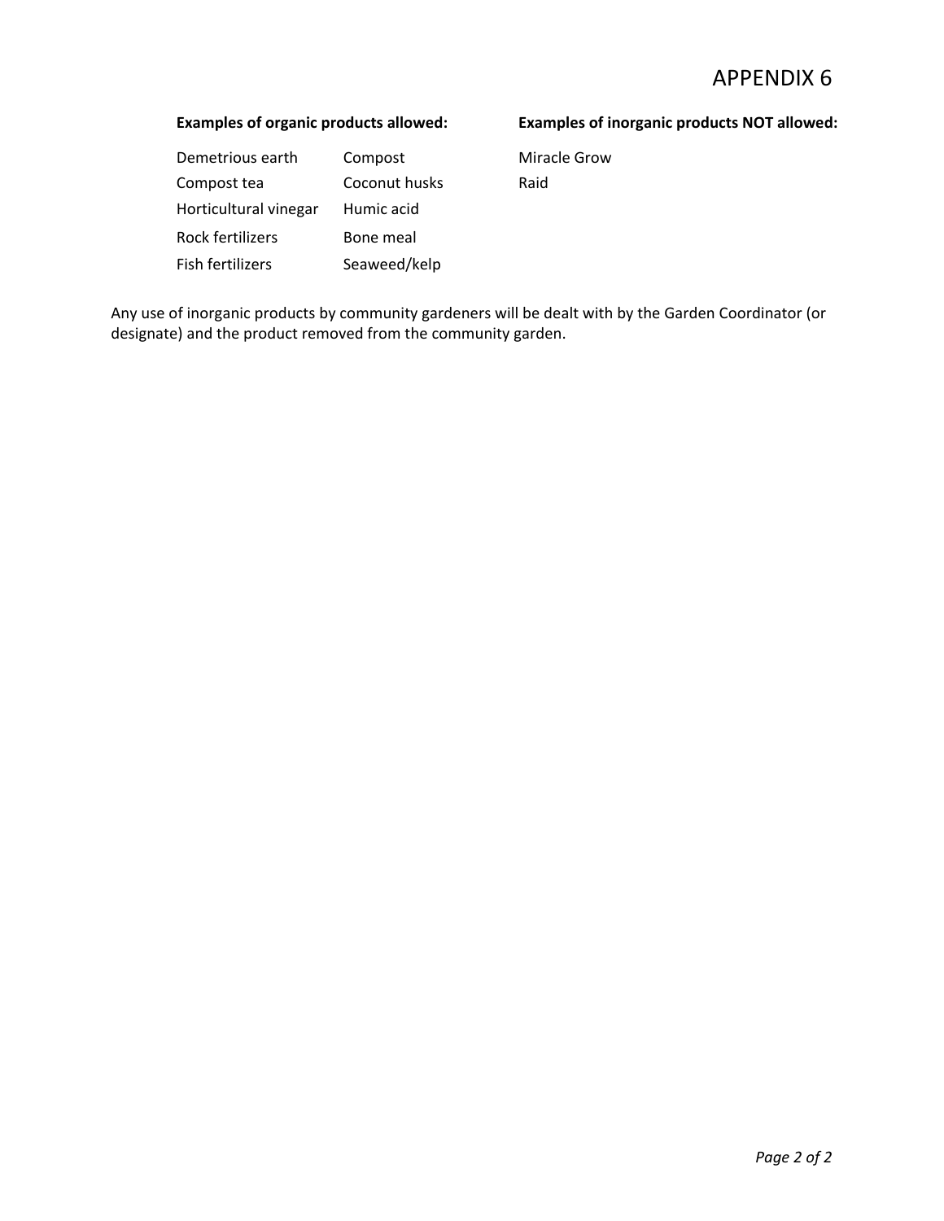# APPENDIX 6

| **Examples of organic products allowed:** | | **Examples of inorganic products NOT allowed:** |
| --- | --- | --- |
| Demetrious earth | Compost | Miracle Grow |
| Compost tea | Coconut husks | Raid |
| Horticultural vinegar | Humic acid | |
| Rock fertilizers | Bone meal | |
| Fish fertilizers | Seaweed/kelp | |

Any use of inorganic products by community gardeners will be dealt with by the Garden Coordinator (or designate) and the product removed from the community garden.